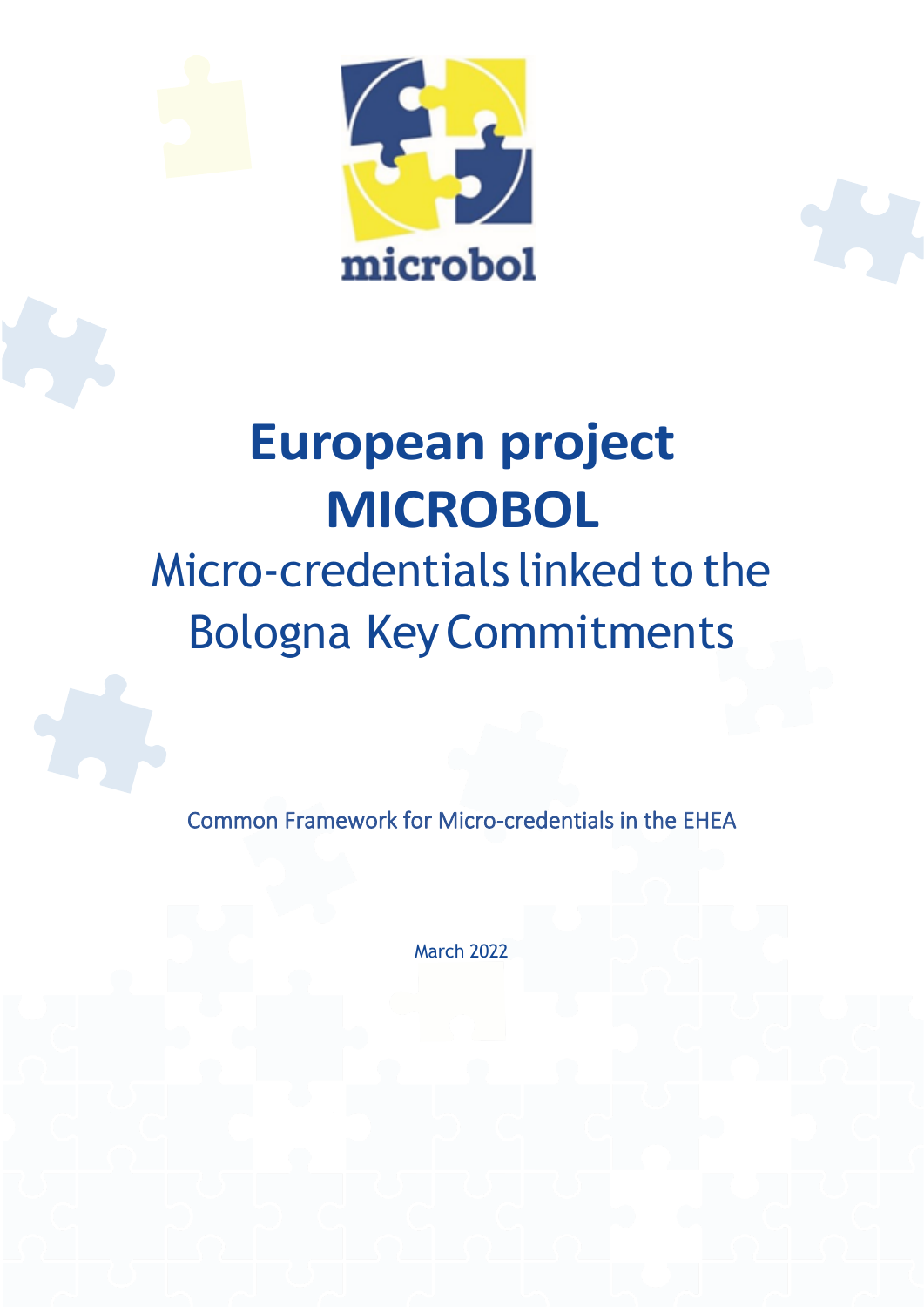microbol

# European project MICROBOL

## Micro-credentials linked to the Bologna Key Commitments

Common Framework for Micro-credentials in the EHEA

March 2022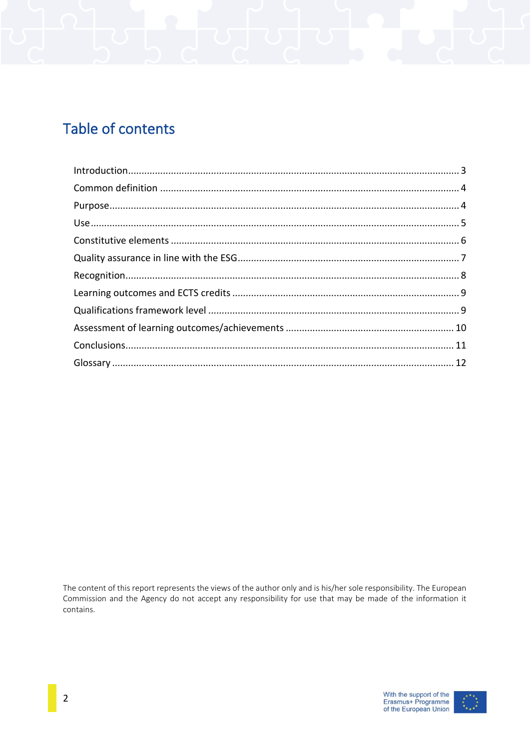# Table of contents

Introduction ........................................................................................................................ 3

Common definition ............................................................................................................ 4

Purpose ............................................................................................................................... 4

Use ..................................................................................................................................... 5

Constitutive elements ......................................................................................................... 6

Quality assurance in line with the ESG ................................................................................ 7

Recognition ......................................................................................................................... 8

Learning outcomes and ECTS credits .................................................................................. 9

Qualifications framework level ........................................................................................... 9

Assessment of learning outcomes/achievements ............................................................. 10

Conclusions ....................................................................................................................... 11

Glossary ............................................................................................................................ 12

The content of this report represents the views of the author only and is his/her sole responsibility. The European Commission and the Agency do not accept any responsibility for use that may be made of the information it contains.

With the support of the Erasmus+ Programme of the European Union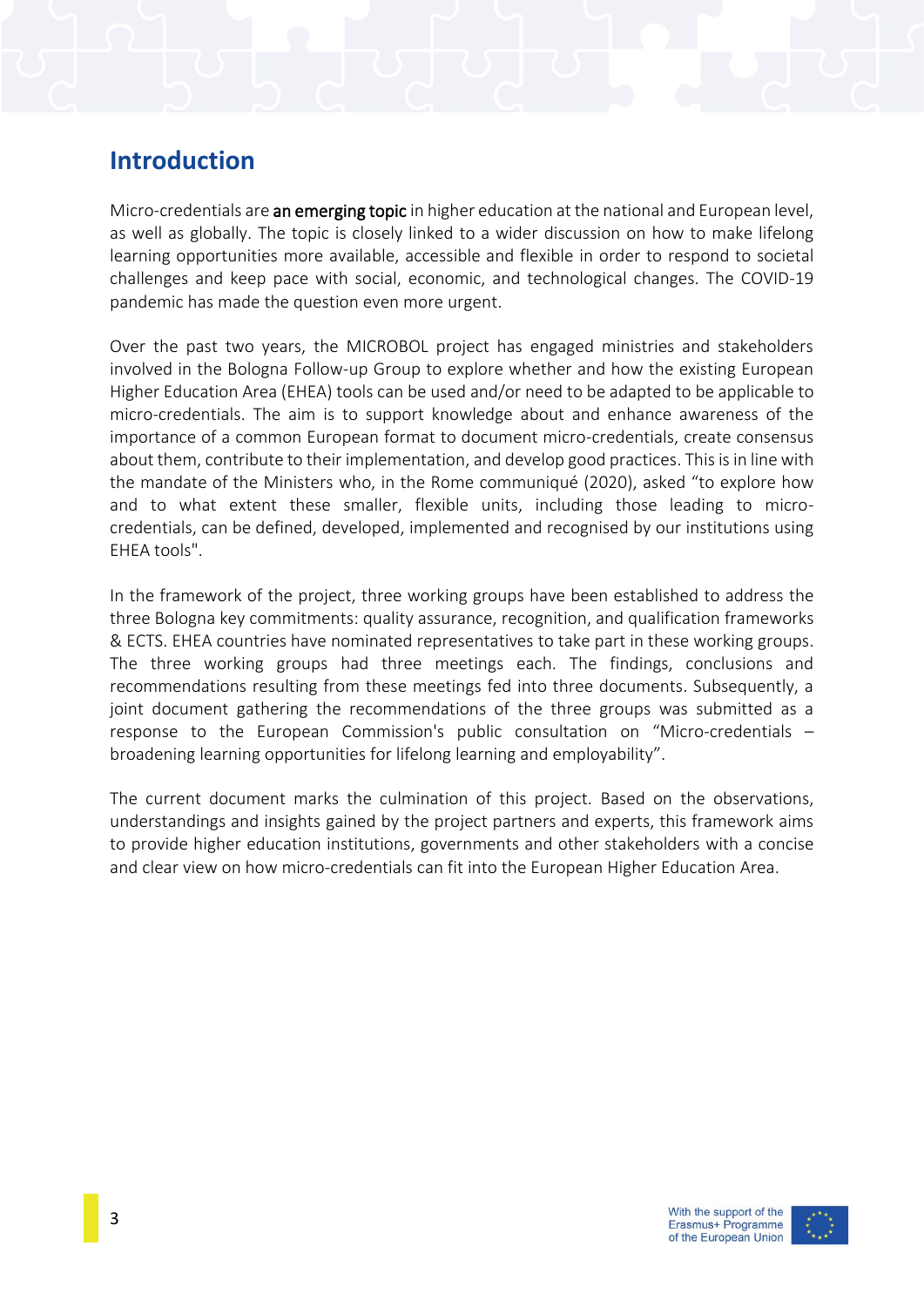## Introduction

Micro-credentials are **an emerging topic** in higher education at the national and European level, as well as globally. The topic is closely linked to a wider discussion on how to make lifelong learning opportunities more available, accessible and flexible in order to respond to societal challenges and keep pace with social, economic, and technological changes. The COVID-19 pandemic has made the question even more urgent.

Over the past two years, the MICROBOL project has engaged ministries and stakeholders involved in the Bologna Follow-up Group to explore whether and how the existing European Higher Education Area (EHEA) tools can be used and/or need to be adapted to be applicable to micro-credentials. The aim is to support knowledge about and enhance awareness of the importance of a common European format to document micro-credentials, create consensus about them, contribute to their implementation, and develop good practices. This is in line with the mandate of the Ministers who, in the Rome communiqué (2020), asked "to explore how and to what extent these smaller, flexible units, including those leading to micro-credentials, can be defined, developed, implemented and recognised by our institutions using EHEA tools".

In the framework of the project, three working groups have been established to address the three Bologna key commitments: quality assurance, recognition, and qualification frameworks & ECTS. EHEA countries have nominated representatives to take part in these working groups. The three working groups had three meetings each. The findings, conclusions and recommendations resulting from these meetings fed into three documents. Subsequently, a joint document gathering the recommendations of the three groups was submitted as a response to the European Commission's public consultation on "Micro-credentials – broadening learning opportunities for lifelong learning and employability".

The current document marks the culmination of this project. Based on the observations, understandings and insights gained by the project partners and experts, this framework aims to provide higher education institutions, governments and other stakeholders with a concise and clear view on how micro-credentials can fit into the European Higher Education Area.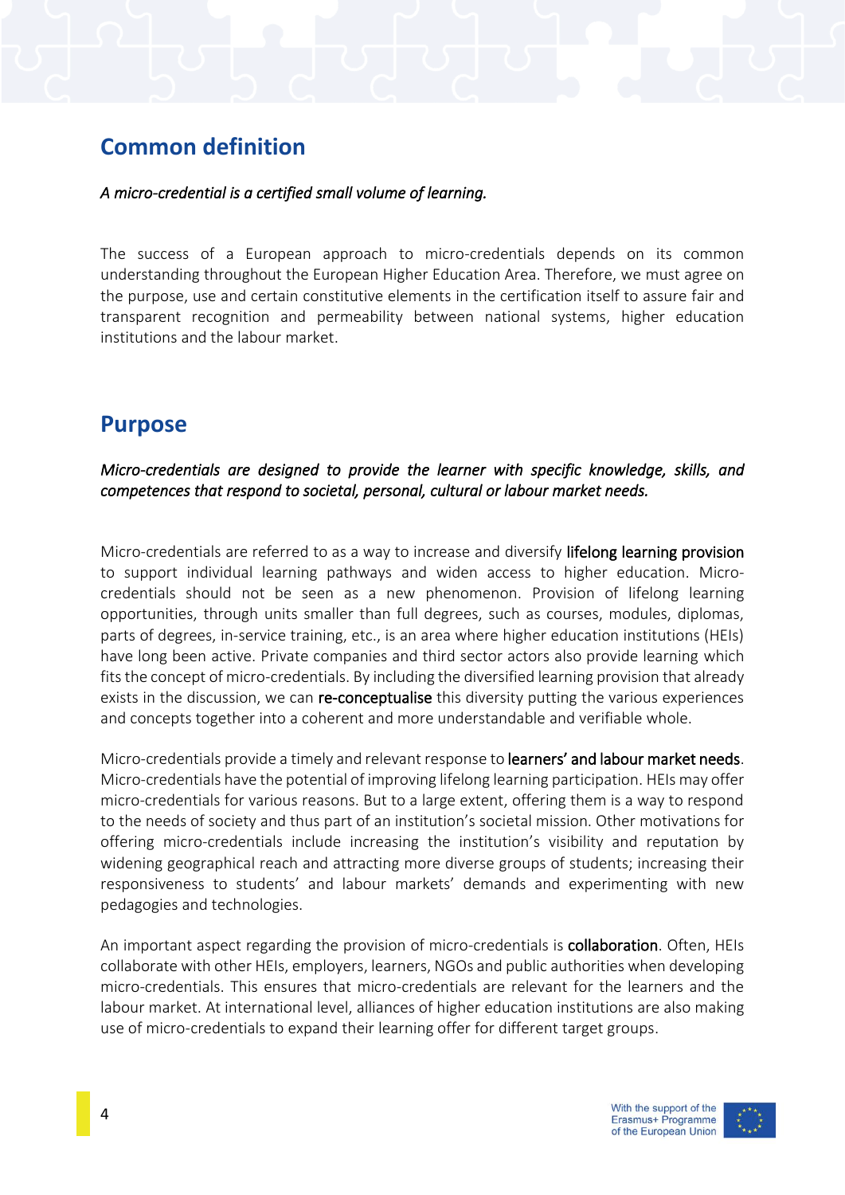## Common definition

*A micro-credential is a certified small volume of learning.*

The success of a European approach to micro-credentials depends on its common understanding throughout the European Higher Education Area. Therefore, we must agree on the purpose, use and certain constitutive elements in the certification itself to assure fair and transparent recognition and permeability between national systems, higher education institutions and the labour market.

## Purpose

*Micro-credentials are designed to provide the learner with specific knowledge, skills, and competences that respond to societal, personal, cultural or labour market needs.*

Micro-credentials are referred to as a way to increase and diversify lifelong learning provision to support individual learning pathways and widen access to higher education. Micro-credentials should not be seen as a new phenomenon. Provision of lifelong learning opportunities, through units smaller than full degrees, such as courses, modules, diplomas, parts of degrees, in-service training, etc., is an area where higher education institutions (HEIs) have long been active. Private companies and third sector actors also provide learning which fits the concept of micro-credentials. By including the diversified learning provision that already exists in the discussion, we can re-conceptualise this diversity putting the various experiences and concepts together into a coherent and more understandable and verifiable whole.

Micro-credentials provide a timely and relevant response to learners' and labour market needs. Micro-credentials have the potential of improving lifelong learning participation. HEIs may offer micro-credentials for various reasons. But to a large extent, offering them is a way to respond to the needs of society and thus part of an institution's societal mission. Other motivations for offering micro-credentials include increasing the institution's visibility and reputation by widening geographical reach and attracting more diverse groups of students; increasing their responsiveness to students' and labour markets' demands and experimenting with new pedagogies and technologies.

An important aspect regarding the provision of micro-credentials is collaboration. Often, HEIs collaborate with other HEIs, employers, learners, NGOs and public authorities when developing micro-credentials. This ensures that micro-credentials are relevant for the learners and the labour market. At international level, alliances of higher education institutions are also making use of micro-credentials to expand their learning offer for different target groups.

With the support of the Erasmus+ Programme of the European Union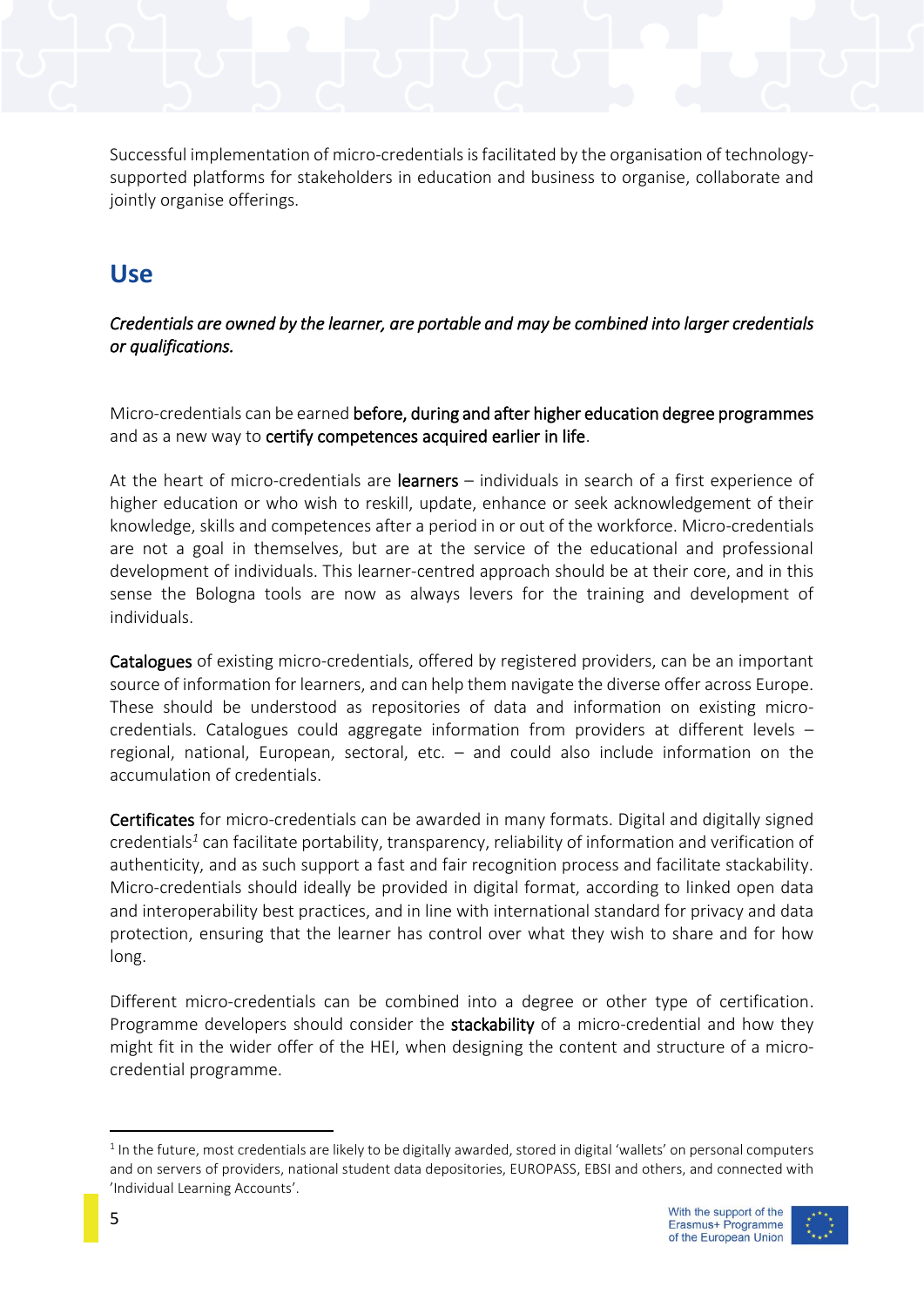Successful implementation of micro-credentials is facilitated by the organisation of technology-supported platforms for stakeholders in education and business to organise, collaborate and jointly organise offerings.

## Use

*Credentials are owned by the learner, are portable and may be combined into larger credentials or qualifications.*

Micro-credentials can be earned **before, during and after higher education degree programmes** and as a new way to **certify competences acquired earlier in life**.

At the heart of micro-credentials are **learners** – individuals in search of a first experience of higher education or who wish to reskill, update, enhance or seek acknowledgement of their knowledge, skills and competences after a period in or out of the workforce. Micro-credentials are not a goal in themselves, but are at the service of the educational and professional development of individuals. This learner-centred approach should be at their core, and in this sense the Bologna tools are now as always levers for the training and development of individuals.

**Catalogues** of existing micro-credentials, offered by registered providers, can be an important source of information for learners, and can help them navigate the diverse offer across Europe. These should be understood as repositories of data and information on existing micro-credentials. Catalogues could aggregate information from providers at different levels – regional, national, European, sectoral, etc. – and could also include information on the accumulation of credentials.

**Certificates** for micro-credentials can be awarded in many formats. Digital and digitally signed credentials[1] can facilitate portability, transparency, reliability of information and verification of authenticity, and as such support a fast and fair recognition process and facilitate stackability. Micro-credentials should ideally be provided in digital format, according to linked open data and interoperability best practices, and in line with international standard for privacy and data protection, ensuring that the learner has control over what they wish to share and for how long.

Different micro-credentials can be combined into a degree or other type of certification. Programme developers should consider the **stackability** of a micro-credential and how they might fit in the wider offer of the HEI, when designing the content and structure of a micro-credential programme.

---

[1] In the future, most credentials are likely to be digitally awarded, stored in digital 'wallets' on personal computers and on servers of providers, national student data depositories, EUROPASS, EBSI and others, and connected with 'Individual Learning Accounts'.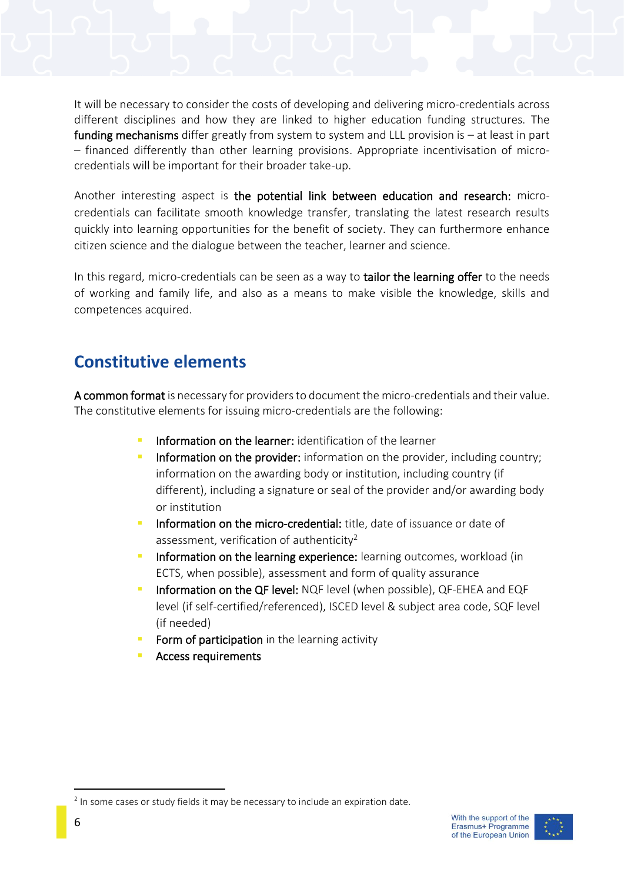It will be necessary to consider the costs of developing and delivering micro-credentials across different disciplines and how they are linked to higher education funding structures. The **funding mechanisms** differ greatly from system to system and LLL provision is – at least in part – financed differently than other learning provisions. Appropriate incentivisation of micro-credentials will be important for their broader take-up.

Another interesting aspect is **the potential link between education and research:** micro-credentials can facilitate smooth knowledge transfer, translating the latest research results quickly into learning opportunities for the benefit of society. They can furthermore enhance citizen science and the dialogue between the teacher, learner and science.

In this regard, micro-credentials can be seen as a way to **tailor the learning offer** to the needs of working and family life, and also as a means to make visible the knowledge, skills and competences acquired.

## Constitutive elements

**A common format** is necessary for providers to document the micro-credentials and their value. The constitutive elements for issuing micro-credentials are the following:

- **Information on the learner:** identification of the learner
- **Information on the provider:** information on the provider, including country; information on the awarding body or institution, including country (if different), including a signature or seal of the provider and/or awarding body or institution
- **Information on the micro-credential:** title, date of issuance or date of assessment, verification of authenticity[2]
- **Information on the learning experience:** learning outcomes, workload (in ECTS, when possible), assessment and form of quality assurance
- **Information on the QF level:** NQF level (when possible), QF-EHEA and EQF level (if self-certified/referenced), ISCED level & subject area code, SQF level (if needed)
- **Form of participation** in the learning activity
- **Access requirements**

[2] In some cases or study fields it may be necessary to include an expiration date.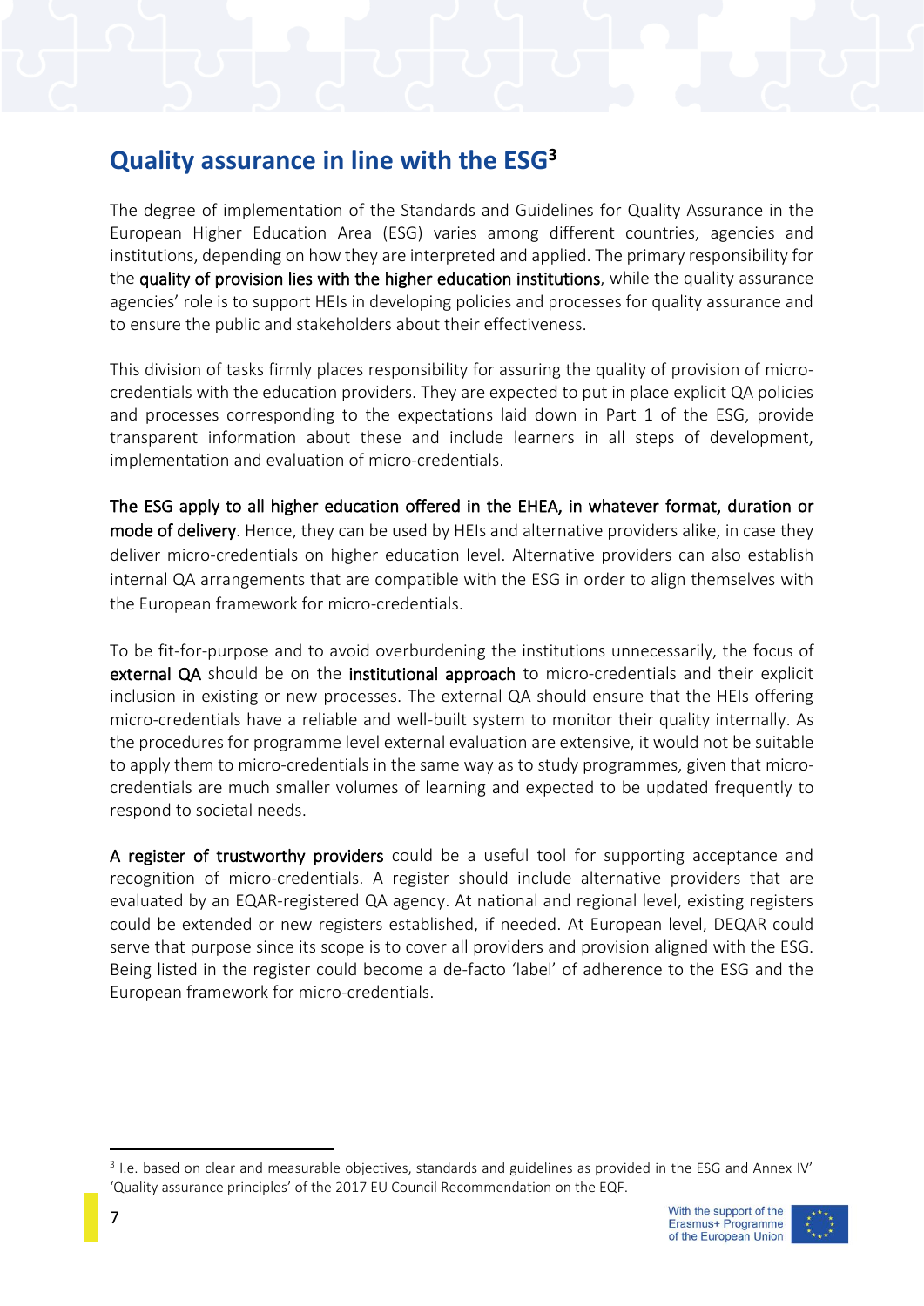## Quality assurance in line with the ESG[3]

The degree of implementation of the Standards and Guidelines for Quality Assurance in the European Higher Education Area (ESG) varies among different countries, agencies and institutions, depending on how they are interpreted and applied. The primary responsibility for the **quality of provision lies with the higher education institutions**, while the quality assurance agencies' role is to support HEIs in developing policies and processes for quality assurance and to ensure the public and stakeholders about their effectiveness.

This division of tasks firmly places responsibility for assuring the quality of provision of micro-credentials with the education providers. They are expected to put in place explicit QA policies and processes corresponding to the expectations laid down in Part 1 of the ESG, provide transparent information about these and include learners in all steps of development, implementation and evaluation of micro-credentials.

**The ESG apply to all higher education offered in the EHEA, in whatever format, duration or mode of delivery**. Hence, they can be used by HEIs and alternative providers alike, in case they deliver micro-credentials on higher education level. Alternative providers can also establish internal QA arrangements that are compatible with the ESG in order to align themselves with the European framework for micro-credentials.

To be fit-for-purpose and to avoid overburdening the institutions unnecessarily, the focus of **external QA** should be on the **institutional approach** to micro-credentials and their explicit inclusion in existing or new processes. The external QA should ensure that the HEIs offering micro-credentials have a reliable and well-built system to monitor their quality internally. As the procedures for programme level external evaluation are extensive, it would not be suitable to apply them to micro-credentials in the same way as to study programmes, given that micro-credentials are much smaller volumes of learning and expected to be updated frequently to respond to societal needs.

**A register of trustworthy providers** could be a useful tool for supporting acceptance and recognition of micro-credentials. A register should include alternative providers that are evaluated by an EQAR-registered QA agency. At national and regional level, existing registers could be extended or new registers established, if needed. At European level, DEQAR could serve that purpose since its scope is to cover all providers and provision aligned with the ESG. Being listed in the register could become a de-facto 'label' of adherence to the ESG and the European framework for micro-credentials.

---

[3] I.e. based on clear and measurable objectives, standards and guidelines as provided in the ESG and Annex IV' 'Quality assurance principles' of the 2017 EU Council Recommendation on the EQF.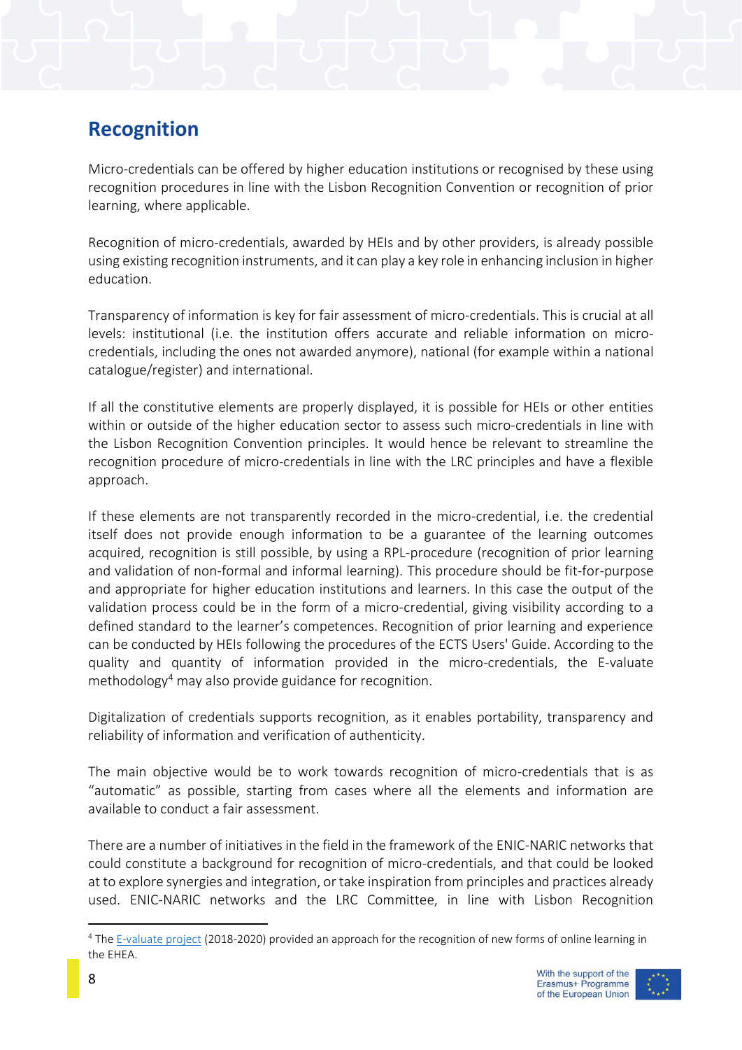## Recognition

Micro-credentials can be offered by higher education institutions or recognised by these using recognition procedures in line with the Lisbon Recognition Convention or recognition of prior learning, where applicable.

Recognition of micro-credentials, awarded by HEIs and by other providers, is already possible using existing recognition instruments, and it can play a key role in enhancing inclusion in higher education.

Transparency of information is key for fair assessment of micro-credentials. This is crucial at all levels: institutional (i.e. the institution offers accurate and reliable information on micro-credentials, including the ones not awarded anymore), national (for example within a national catalogue/register) and international.

If all the constitutive elements are properly displayed, it is possible for HEIs or other entities within or outside of the higher education sector to assess such micro-credentials in line with the Lisbon Recognition Convention principles. It would hence be relevant to streamline the recognition procedure of micro-credentials in line with the LRC principles and have a flexible approach.

If these elements are not transparently recorded in the micro-credential, i.e. the credential itself does not provide enough information to be a guarantee of the learning outcomes acquired, recognition is still possible, by using a RPL-procedure (recognition of prior learning and validation of non-formal and informal learning). This procedure should be fit-for-purpose and appropriate for higher education institutions and learners. In this case the output of the validation process could be in the form of a micro-credential, giving visibility according to a defined standard to the learner's competences. Recognition of prior learning and experience can be conducted by HEIs following the procedures of the ECTS Users' Guide. According to the quality and quantity of information provided in the micro-credentials, the E-valuate methodology[4] may also provide guidance for recognition.

Digitalization of credentials supports recognition, as it enables portability, transparency and reliability of information and verification of authenticity.

The main objective would be to work towards recognition of micro-credentials that is as "automatic" as possible, starting from cases where all the elements and information are available to conduct a fair assessment.

There are a number of initiatives in the field in the framework of the ENIC-NARIC networks that could constitute a background for recognition of micro-credentials, and that could be looked at to explore synergies and integration, or take inspiration from principles and practices already used. ENIC-NARIC networks and the LRC Committee, in line with Lisbon Recognition

[4] The E-valuate project (2018-2020) provided an approach for the recognition of new forms of online learning in the EHEA.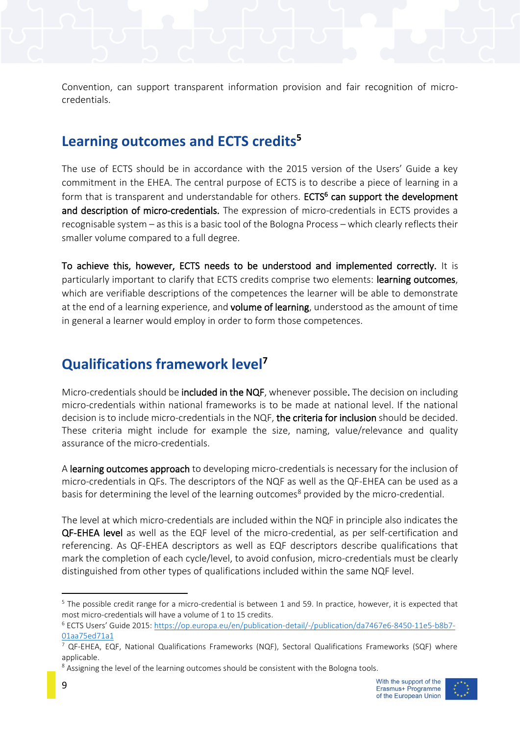Convention, can support transparent information provision and fair recognition of micro-credentials.

## Learning outcomes and ECTS credits[5]

The use of ECTS should be in accordance with the 2015 version of the Users' Guide a key commitment in the EHEA. The central purpose of ECTS is to describe a piece of learning in a form that is transparent and understandable for others. **ECTS[6] can support the development and description of micro-credentials.** The expression of micro-credentials in ECTS provides a recognisable system – as this is a basic tool of the Bologna Process – which clearly reflects their smaller volume compared to a full degree.

**To achieve this, however, ECTS needs to be understood and implemented correctly.** It is particularly important to clarify that ECTS credits comprise two elements: **learning outcomes**, which are verifiable descriptions of the competences the learner will be able to demonstrate at the end of a learning experience, and **volume of learning**, understood as the amount of time in general a learner would employ in order to form those competences.

## Qualifications framework level[7]

Micro-credentials should be **included in the NQF**, whenever possible**.** The decision on including micro-credentials within national frameworks is to be made at national level. If the national decision is to include micro-credentials in the NQF, **the criteria for inclusion** should be decided. These criteria might include for example the size, naming, value/relevance and quality assurance of the micro-credentials.

A **learning outcomes approach** to developing micro-credentials is necessary for the inclusion of micro-credentials in QFs. The descriptors of the NQF as well as the QF-EHEA can be used as a basis for determining the level of the learning outcomes[8] provided by the micro-credential.

The level at which micro-credentials are included within the NQF in principle also indicates the **QF-EHEA level** as well as the EQF level of the micro-credential, as per self-certification and referencing. As QF-EHEA descriptors as well as EQF descriptors describe qualifications that mark the completion of each cycle/level, to avoid confusion, micro-credentials must be clearly distinguished from other types of qualifications included within the same NQF level.

---

[5] The possible credit range for a micro-credential is between 1 and 59. In practice, however, it is expected that most micro-credentials will have a volume of 1 to 15 credits.

[6] ECTS Users' Guide 2015: https://op.europa.eu/en/publication-detail/-/publication/da7467e6-8450-11e5-b8b7-01aa75ed71a1

[7] QF-EHEA, EQF, National Qualifications Frameworks (NQF), Sectoral Qualifications Frameworks (SQF) where applicable.

[8] Assigning the level of the learning outcomes should be consistent with the Bologna tools.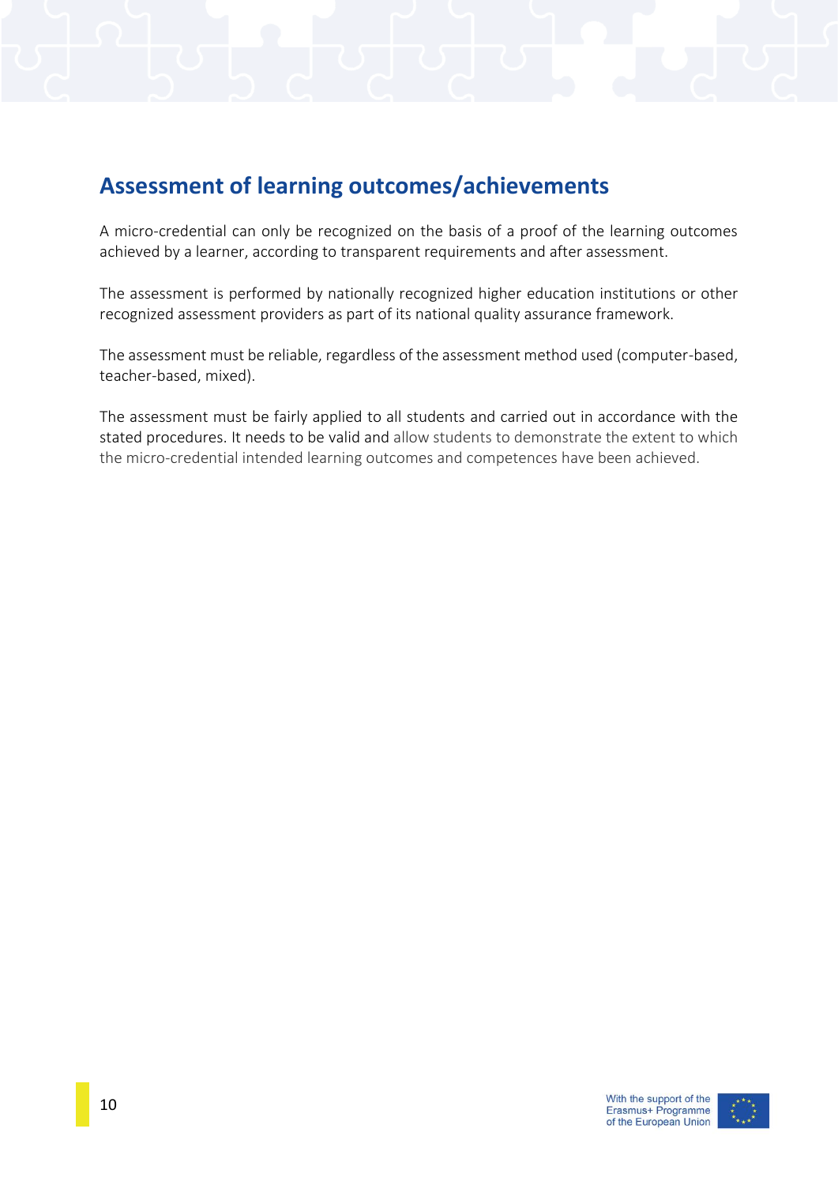## Assessment of learning outcomes/achievements

A micro-credential can only be recognized on the basis of a proof of the learning outcomes achieved by a learner, according to transparent requirements and after assessment.

The assessment is performed by nationally recognized higher education institutions or other recognized assessment providers as part of its national quality assurance framework.

The assessment must be reliable, regardless of the assessment method used (computer-based, teacher-based, mixed).

The assessment must be fairly applied to all students and carried out in accordance with the stated procedures. It needs to be valid and allow students to demonstrate the extent to which the micro-credential intended learning outcomes and competences have been achieved.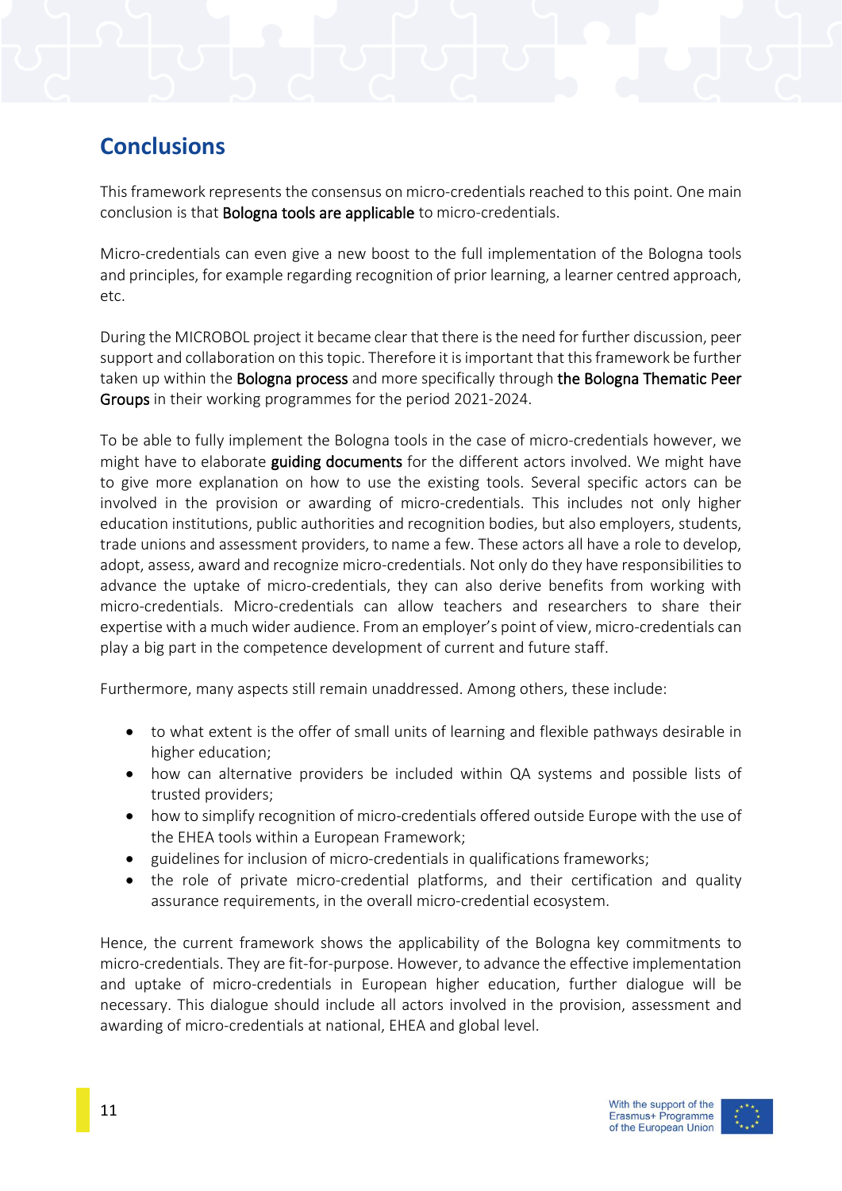## Conclusions

This framework represents the consensus on micro-credentials reached to this point. One main conclusion is that **Bologna tools are applicable** to micro-credentials.

Micro-credentials can even give a new boost to the full implementation of the Bologna tools and principles, for example regarding recognition of prior learning, a learner centred approach, etc.

During the MICROBOL project it became clear that there is the need for further discussion, peer support and collaboration on this topic. Therefore it is important that this framework be further taken up within the **Bologna process** and more specifically through **the Bologna Thematic Peer Groups** in their working programmes for the period 2021-2024.

To be able to fully implement the Bologna tools in the case of micro-credentials however, we might have to elaborate **guiding documents** for the different actors involved. We might have to give more explanation on how to use the existing tools. Several specific actors can be involved in the provision or awarding of micro-credentials. This includes not only higher education institutions, public authorities and recognition bodies, but also employers, students, trade unions and assessment providers, to name a few. These actors all have a role to develop, adopt, assess, award and recognize micro-credentials. Not only do they have responsibilities to advance the uptake of micro-credentials, they can also derive benefits from working with micro-credentials. Micro-credentials can allow teachers and researchers to share their expertise with a much wider audience. From an employer's point of view, micro-credentials can play a big part in the competence development of current and future staff.

Furthermore, many aspects still remain unaddressed. Among others, these include:

- to what extent is the offer of small units of learning and flexible pathways desirable in higher education;
- how can alternative providers be included within QA systems and possible lists of trusted providers;
- how to simplify recognition of micro-credentials offered outside Europe with the use of the EHEA tools within a European Framework;
- guidelines for inclusion of micro-credentials in qualifications frameworks;
- the role of private micro-credential platforms, and their certification and quality assurance requirements, in the overall micro-credential ecosystem.

Hence, the current framework shows the applicability of the Bologna key commitments to micro-credentials. They are fit-for-purpose. However, to advance the effective implementation and uptake of micro-credentials in European higher education, further dialogue will be necessary. This dialogue should include all actors involved in the provision, assessment and awarding of micro-credentials at national, EHEA and global level.

With the support of the Erasmus+ Programme of the European Union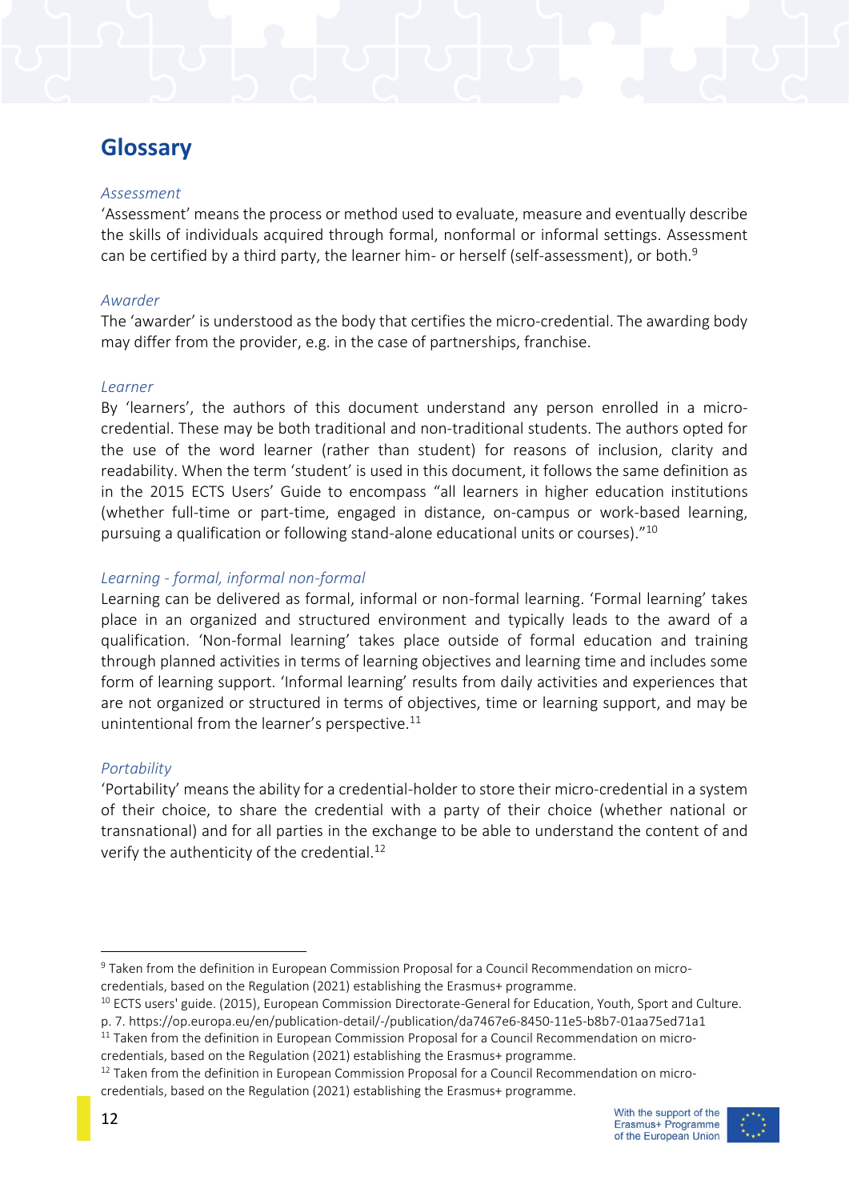## Glossary

*Assessment*

'Assessment' means the process or method used to evaluate, measure and eventually describe the skills of individuals acquired through formal, nonformal or informal settings. Assessment can be certified by a third party, the learner him- or herself (self-assessment), or both.[9]

*Awarder*

The 'awarder' is understood as the body that certifies the micro-credential. The awarding body may differ from the provider, e.g. in the case of partnerships, franchise.

*Learner*

By 'learners', the authors of this document understand any person enrolled in a micro-credential. These may be both traditional and non-traditional students. The authors opted for the use of the word learner (rather than student) for reasons of inclusion, clarity and readability. When the term 'student' is used in this document, it follows the same definition as in the 2015 ECTS Users' Guide to encompass "all learners in higher education institutions (whether full-time or part-time, engaged in distance, on-campus or work-based learning, pursuing a qualification or following stand-alone educational units or courses)."[10]

*Learning - formal, informal non-formal*

Learning can be delivered as formal, informal or non-formal learning. 'Formal learning' takes place in an organized and structured environment and typically leads to the award of a qualification. 'Non-formal learning' takes place outside of formal education and training through planned activities in terms of learning objectives and learning time and includes some form of learning support. 'Informal learning' results from daily activities and experiences that are not organized or structured in terms of objectives, time or learning support, and may be unintentional from the learner's perspective.[11]

*Portability*

'Portability' means the ability for a credential-holder to store their micro-credential in a system of their choice, to share the credential with a party of their choice (whether national or transnational) and for all parties in the exchange to be able to understand the content of and verify the authenticity of the credential.[12]

---

[9] Taken from the definition in European Commission Proposal for a Council Recommendation on micro-credentials, based on the Regulation (2021) establishing the Erasmus+ programme.

[10] ECTS users' guide. (2015), European Commission Directorate-General for Education, Youth, Sport and Culture. p. 7. https://op.europa.eu/en/publication-detail/-/publication/da7467e6-8450-11e5-b8b7-01aa75ed71a1

[11] Taken from the definition in European Commission Proposal for a Council Recommendation on micro-credentials, based on the Regulation (2021) establishing the Erasmus+ programme.

[12] Taken from the definition in European Commission Proposal for a Council Recommendation on micro-credentials, based on the Regulation (2021) establishing the Erasmus+ programme.

With the support of the Erasmus+ Programme of the European Union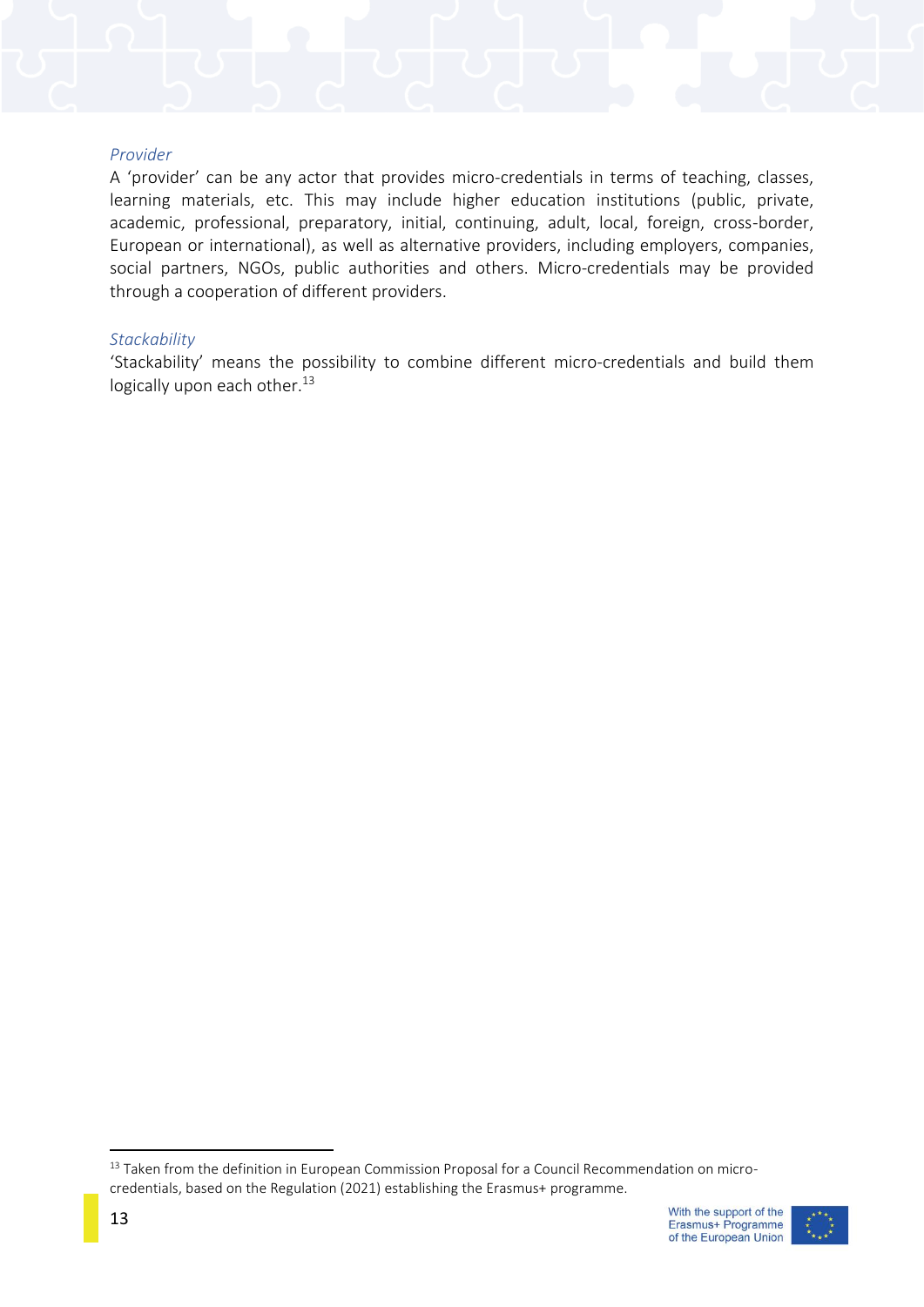*Provider*

A 'provider' can be any actor that provides micro-credentials in terms of teaching, classes, learning materials, etc. This may include higher education institutions (public, private, academic, professional, preparatory, initial, continuing, adult, local, foreign, cross-border, European or international), as well as alternative providers, including employers, companies, social partners, NGOs, public authorities and others. Micro-credentials may be provided through a cooperation of different providers.

*Stackability*

'Stackability' means the possibility to combine different micro-credentials and build them logically upon each other.[13]

[13] Taken from the definition in European Commission Proposal for a Council Recommendation on micro-credentials, based on the Regulation (2021) establishing the Erasmus+ programme.